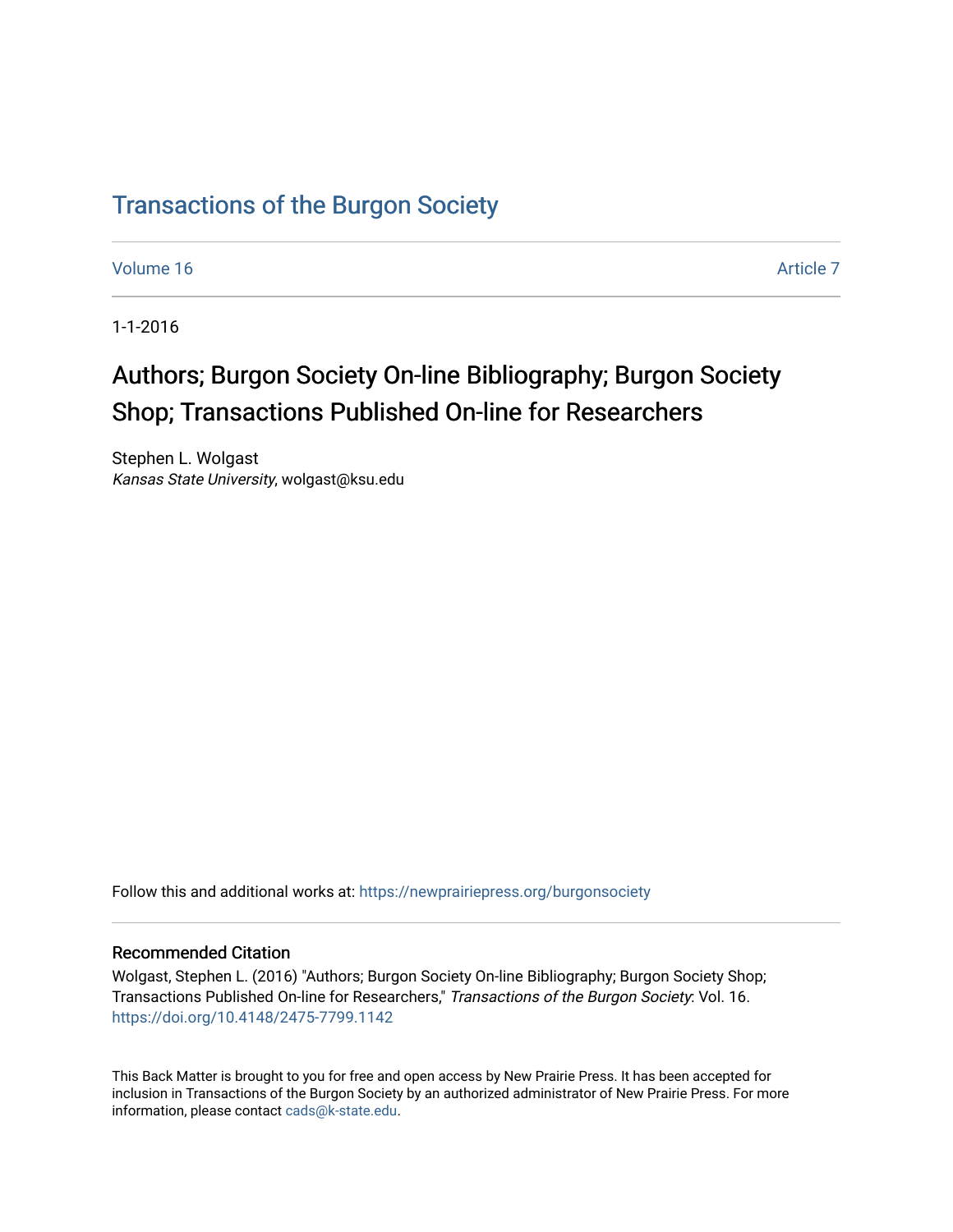# Transactions of the Burgon Society

Volume 16 Article 7

1-1-2016

## Authors; Burgon Society On-line Bibliography; Burgon Society Shop; Transactions Published On-line for Researchers

Stephen L. Wolgast
*Kansas State University*, wolgast@ksu.edu

Follow this and additional works at: https://newprairiepress.org/burgonsociety

### Recommended Citation

Wolgast, Stephen L. (2016) "Authors; Burgon Society On-line Bibliography; Burgon Society Shop; Transactions Published On-line for Researchers," *Transactions of the Burgon Society*: Vol. 16. https://doi.org/10.4148/2475-7799.1142

This Back Matter is brought to you for free and open access by New Prairie Press. It has been accepted for inclusion in Transactions of the Burgon Society by an authorized administrator of New Prairie Press. For more information, please contact cads@k-state.edu.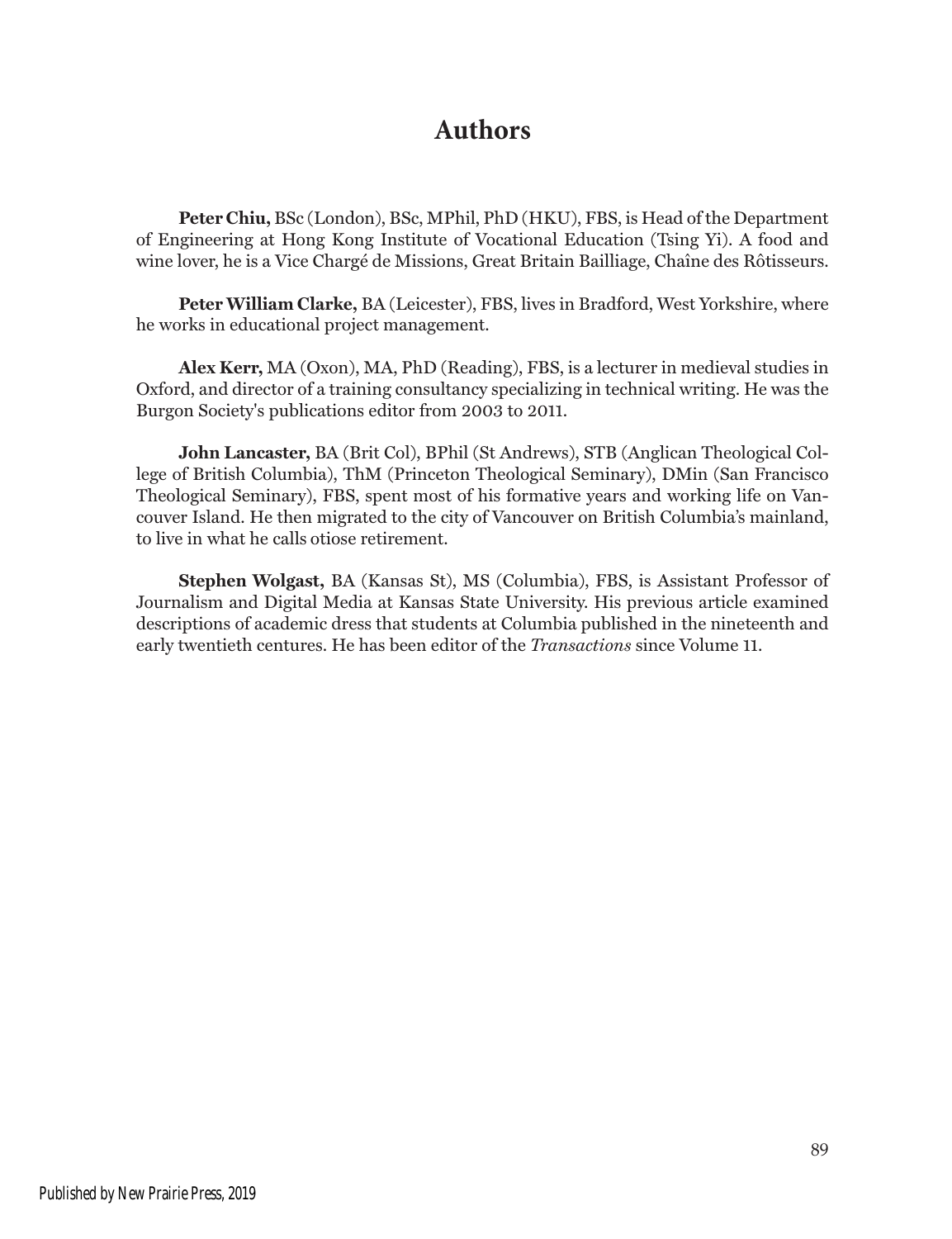# Authors

**Peter Chiu,** BSc (London), BSc, MPhil, PhD (HKU), FBS, is Head of the Department of Engineering at Hong Kong Institute of Vocational Education (Tsing Yi). A food and wine lover, he is a Vice Chargé de Missions, Great Britain Bailliage, Chaîne des Rôtisseurs.

**Peter William Clarke,** BA (Leicester), FBS, lives in Bradford, West Yorkshire, where he works in educational project management.

**Alex Kerr,** MA (Oxon), MA, PhD (Reading), FBS, is a lecturer in medieval studies in Oxford, and director of a training consultancy specializing in technical writing. He was the Burgon Society's publications editor from 2003 to 2011.

**John Lancaster,** BA (Brit Col), BPhil (St Andrews), STB (Anglican Theological College of British Columbia), ThM (Princeton Theological Seminary), DMin (San Francisco Theological Seminary), FBS, spent most of his formative years and working life on Vancouver Island. He then migrated to the city of Vancouver on British Columbia's mainland, to live in what he calls otiose retirement.

**Stephen Wolgast,** BA (Kansas St), MS (Columbia), FBS, is Assistant Professor of Journalism and Digital Media at Kansas State University. His previous article examined descriptions of academic dress that students at Columbia published in the nineteenth and early twentieth centuries. He has been editor of the *Transactions* since Volume 11.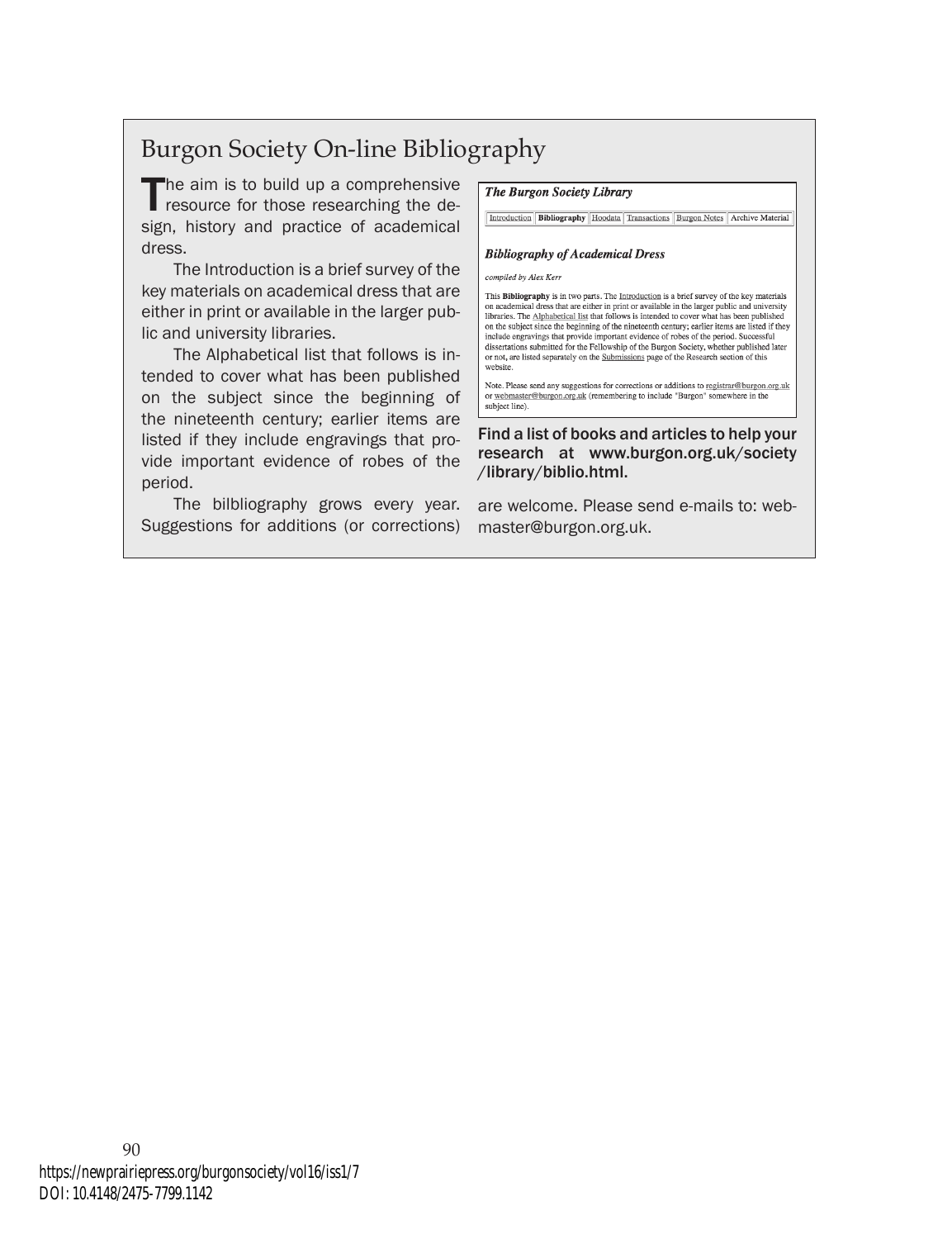# Burgon Society On-line Bibliography

The aim is to build up a comprehensive resource for those researching the design, history and practice of academical dress.

The Introduction is a brief survey of the key materials on academical dress that are either in print or available in the larger public and university libraries.

The Alphabetical list that follows is intended to cover what has been published on the subject since the beginning of the nineteenth century; earlier items are listed if they include engravings that provide important evidence of robes of the period.

The bilbliography grows every year. Suggestions for additions (or corrections) are welcome. Please send e-mails to: webmaster@burgon.org.uk.

***The Burgon Society Library***

Introduction | **Bibliography** | Hoodata | Transactions | Burgon Notes | Archive Material

***Bibliography of Academical Dress***

*compiled by Alex Kerr*

This **Bibliography** is in two parts. The Introduction is a brief survey of the key materials on academical dress that are either in print or available in the larger public and university libraries. The Alphabetical list that follows is intended to cover what has been published on the subject since the beginning of the nineteenth century; earlier items are listed if they include engravings that provide important evidence of robes of the period. Successful dissertations submitted for the Fellowship of the Burgon Society, whether published later or not, are listed separately on the Submissions page of the Research section of this website.

Note. Please send any suggestions for corrections or additions to registrar@burgon.org.uk or webmaster@burgon.org.uk (remembering to include "Burgon" somewhere in the subject line).

Find a list of books and articles to help your research at www.burgon.org.uk/society/library/biblio.html.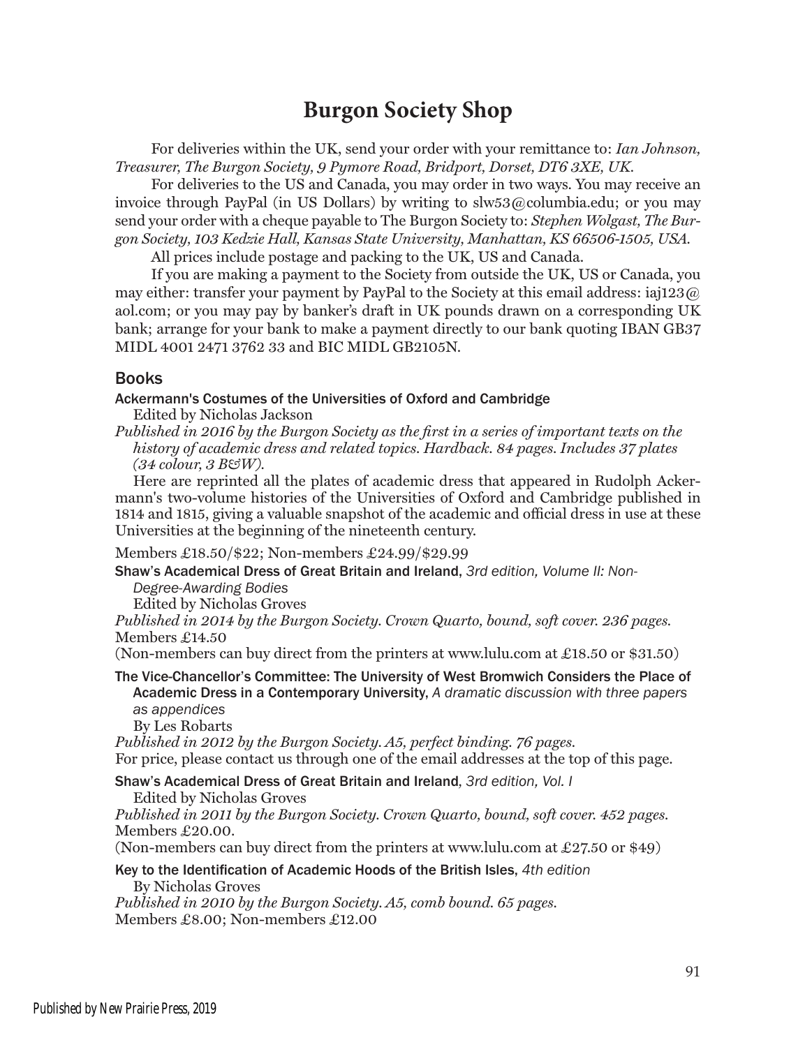# Burgon Society Shop

For deliveries within the UK, send your order with your remittance to: *Ian Johnson, Treasurer, The Burgon Society, 9 Pymore Road, Bridport, Dorset, DT6 3XE, UK.*

For deliveries to the US and Canada, you may order in two ways. You may receive an invoice through PayPal (in US Dollars) by writing to slw53@columbia.edu; or you may send your order with a cheque payable to The Burgon Society to: *Stephen Wolgast, The Burgon Society, 103 Kedzie Hall, Kansas State University, Manhattan, KS 66506-1505, USA.*

All prices include postage and packing to the UK, US and Canada.

If you are making a payment to the Society from outside the UK, US or Canada, you may either: transfer your payment by PayPal to the Society at this email address: iaj123@aol.com; or you may pay by banker's draft in UK pounds drawn on a corresponding UK bank; arrange for your bank to make a payment directly to our bank quoting IBAN GB37 MIDL 4001 2471 3762 33 and BIC MIDL GB2105N.

## Books

**Ackermann's Costumes of the Universities of Oxford and Cambridge**
Edited by Nicholas Jackson
*Published in 2016 by the Burgon Society as the first in a series of important texts on the history of academic dress and related topics. Hardback. 84 pages. Includes 37 plates (34 colour, 3 B&W).*

Here are reprinted all the plates of academic dress that appeared in Rudolph Ackermann's two-volume histories of the Universities of Oxford and Cambridge published in 1814 and 1815, giving a valuable snapshot of the academic and official dress in use at these Universities at the beginning of the nineteenth century.

Members £18.50/$22; Non-members £24.99/$29.99

**Shaw's Academical Dress of Great Britain and Ireland,** *3rd edition, Volume II: Non-Degree-Awarding Bodies*
Edited by Nicholas Groves
*Published in 2014 by the Burgon Society. Crown Quarto, bound, soft cover. 236 pages.*
Members £14.50
(Non-members can buy direct from the printers at www.lulu.com at £18.50 or $31.50)

**The Vice-Chancellor's Committee: The University of West Bromwich Considers the Place of Academic Dress in a Contemporary University,** *A dramatic discussion with three papers as appendices*
By Les Robarts
*Published in 2012 by the Burgon Society. A5, perfect binding. 76 pages.*
For price, please contact us through one of the email addresses at the top of this page.

**Shaw's Academical Dress of Great Britain and Ireland,** *3rd edition, Vol. I*
Edited by Nicholas Groves
*Published in 2011 by the Burgon Society. Crown Quarto, bound, soft cover. 452 pages.*
Members £20.00.
(Non-members can buy direct from the printers at www.lulu.com at £27.50 or $49)

**Key to the Identification of Academic Hoods of the British Isles,** *4th edition*
By Nicholas Groves
*Published in 2010 by the Burgon Society. A5, comb bound. 65 pages.*
Members £8.00; Non-members £12.00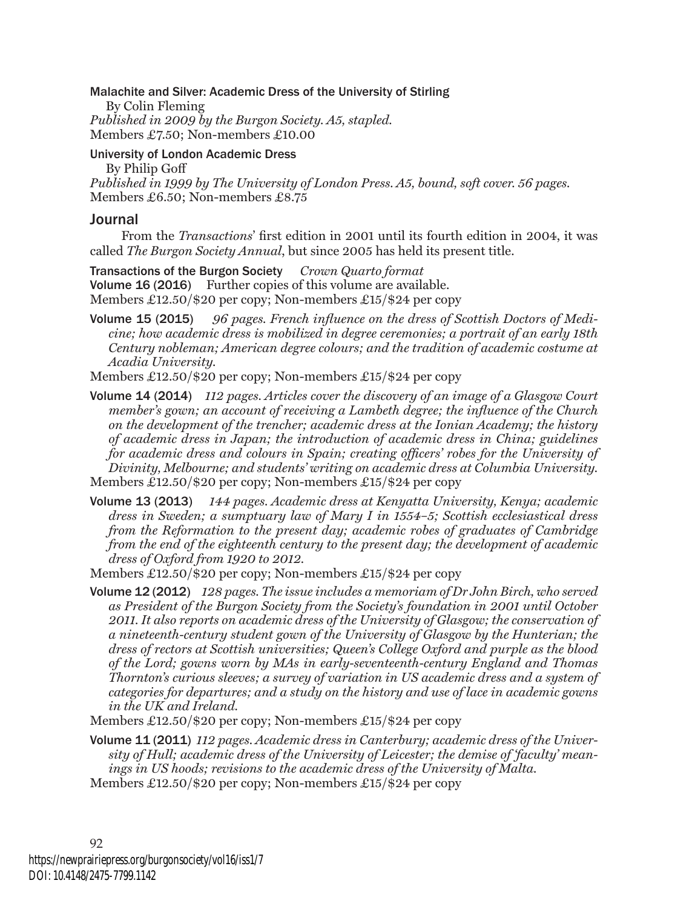**Malachite and Silver: Academic Dress of the University of Stirling**
By Colin Fleming
*Published in 2009 by the Burgon Society. A5, stapled.*
Members £7.50; Non-members £10.00

**University of London Academic Dress**
By Philip Goff
*Published in 1999 by The University of London Press. A5, bound, soft cover. 56 pages.*
Members £6.50; Non-members £8.75

## Journal

From the *Transactions*' first edition in 2001 until its fourth edition in 2004, it was called *The Burgon Society Annual*, but since 2005 has held its present title.

**Transactions of the Burgon Society** *Crown Quarto format*
**Volume 16 (2016)** Further copies of this volume are available.
Members £12.50/$20 per copy; Non-members £15/$24 per copy

**Volume 15 (2015)** *96 pages. French influence on the dress of Scottish Doctors of Medicine; how academic dress is mobilized in degree ceremonies; a portrait of an early 18th Century nobleman; American degree colours; and the tradition of academic costume at Acadia University.*
Members £12.50/$20 per copy; Non-members £15/$24 per copy

**Volume 14 (2014)** *112 pages. Articles cover the discovery of an image of a Glasgow Court member's gown; an account of receiving a Lambeth degree; the influence of the Church on the development of the trencher; academic dress at the Ionian Academy; the history of academic dress in Japan; the introduction of academic dress in China; guidelines for academic dress and colours in Spain; creating officers' robes for the University of Divinity, Melbourne; and students' writing on academic dress at Columbia University.*
Members £12.50/$20 per copy; Non-members £15/$24 per copy

**Volume 13 (2013)** *144 pages. Academic dress at Kenyatta University, Kenya; academic dress in Sweden; a sumptuary law of Mary I in 1554–5; Scottish ecclesiastical dress from the Reformation to the present day; academic robes of graduates of Cambridge from the end of the eighteenth century to the present day; the development of academic dress of Oxford from 1920 to 2012.*
Members £12.50/$20 per copy; Non-members £15/$24 per copy

**Volume 12 (2012)** *128 pages. The issue includes a memoriam of Dr John Birch, who served as President of the Burgon Society from the Society's foundation in 2001 until October 2011. It also reports on academic dress of the University of Glasgow; the conservation of a nineteenth-century student gown of the University of Glasgow by the Hunterian; the dress of rectors at Scottish universities; Queen's College Oxford and purple as the blood of the Lord; gowns worn by MAs in early-seventeenth-century England and Thomas Thornton's curious sleeves; a survey of variation in US academic dress and a system of categories for departures; and a study on the history and use of lace in academic gowns in the UK and Ireland.*
Members £12.50/$20 per copy; Non-members £15/$24 per copy

**Volume 11 (2011)** *112 pages. Academic dress in Canterbury; academic dress of the University of Hull; academic dress of the University of Leicester; the demise of 'faculty' meanings in US hoods; revisions to the academic dress of the University of Malta.*
Members £12.50/$20 per copy; Non-members £15/$24 per copy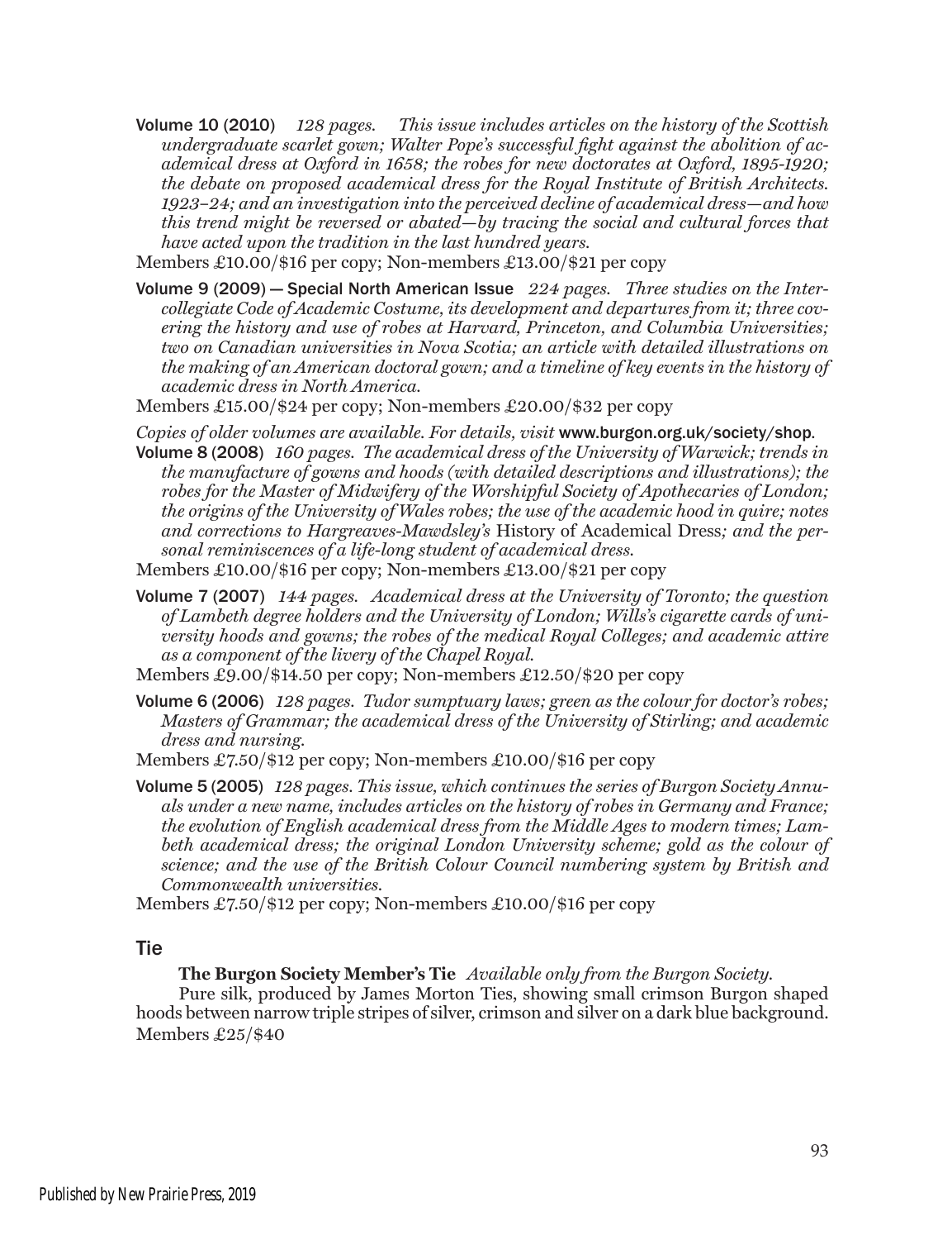**Volume 10 (2010)** *128 pages. This issue includes articles on the history of the Scottish undergraduate scarlet gown; Walter Pope's successful fight against the abolition of academical dress at Oxford in 1658; the robes for new doctorates at Oxford, 1895-1920; the debate on proposed academical dress for the Royal Institute of British Architects. 1923–24; and an investigation into the perceived decline of academical dress—and how this trend might be reversed or abated—by tracing the social and cultural forces that have acted upon the tradition in the last hundred years.*

Members £10.00/$16 per copy; Non-members £13.00/$21 per copy

**Volume 9 (2009) — Special North American Issue** *224 pages. Three studies on the Intercollegiate Code of Academic Costume, its development and departures from it; three covering the history and use of robes at Harvard, Princeton, and Columbia Universities; two on Canadian universities in Nova Scotia; an article with detailed illustrations on the making of an American doctoral gown; and a timeline of key events in the history of academic dress in North America.*

Members £15.00/$24 per copy; Non-members £20.00/$32 per copy

*Copies of older volumes are available. For details, visit* www.burgon.org.uk/society/shop.

**Volume 8 (2008)** *160 pages. The academical dress of the University of Warwick; trends in the manufacture of gowns and hoods (with detailed descriptions and illustrations); the robes for the Master of Midwifery of the Worshipful Society of Apothecaries of London; the origins of the University of Wales robes; the use of the academic hood in quire; notes and corrections to Hargreaves-Mawdsley's* History of Academical Dress*; and the personal reminiscences of a life-long student of academical dress.*

Members £10.00/$16 per copy; Non-members £13.00/$21 per copy

**Volume 7 (2007)** *144 pages. Academical dress at the University of Toronto; the question of Lambeth degree holders and the University of London; Wills's cigarette cards of university hoods and gowns; the robes of the medical Royal Colleges; and academic attire as a component of the livery of the Chapel Royal.*

Members £9.00/$14.50 per copy; Non-members £12.50/$20 per copy

**Volume 6 (2006)** *128 pages. Tudor sumptuary laws; green as the colour for doctor's robes; Masters of Grammar; the academical dress of the University of Stirling; and academic dress and nursing.*

Members £7.50/$12 per copy; Non-members £10.00/$16 per copy

**Volume 5 (2005)** *128 pages. This issue, which continues the series of Burgon Society Annuals under a new name, includes articles on the history of robes in Germany and France; the evolution of English academical dress from the Middle Ages to modern times; Lambeth academical dress; the original London University scheme; gold as the colour of science; and the use of the British Colour Council numbering system by British and Commonwealth universities.*

Members £7.50/$12 per copy; Non-members £10.00/$16 per copy

## Tie

**The Burgon Society Member's Tie** *Available only from the Burgon Society.*

Pure silk, produced by James Morton Ties, showing small crimson Burgon shaped hoods between narrow triple stripes of silver, crimson and silver on a dark blue background.

Members £25/$40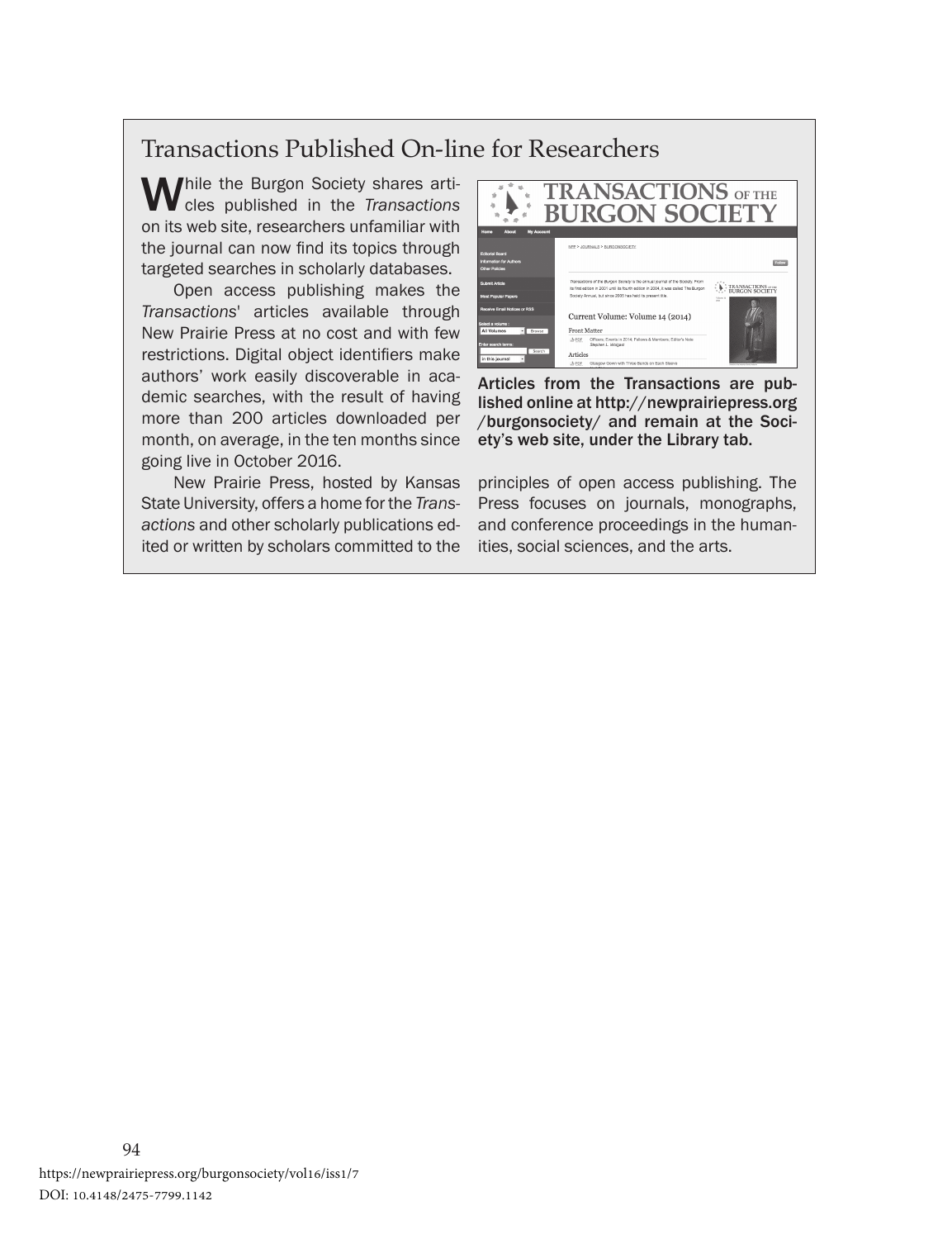## Transactions Published On-line for Researchers

While the Burgon Society shares articles published in the *Transactions* on its web site, researchers unfamiliar with the journal can now find its topics through targeted searches in scholarly databases.

Open access publishing makes the *Transactions*' articles available through New Prairie Press at no cost and with few restrictions. Digital object identifiers make authors' work easily discoverable in academic searches, with the result of having more than 200 articles downloaded per month, on average, in the ten months since going live in October 2016.

New Prairie Press, hosted by Kansas State University, offers a home for the *Transactions* and other scholarly publications edited or written by scholars committed to the principles of open access publishing. The Press focuses on journals, monographs, and conference proceedings in the humanities, social sciences, and the arts.

**Articles from the Transactions are published online at http://newprairiepress.org/burgonsociety/ and remain at the Society's web site, under the Library tab.**